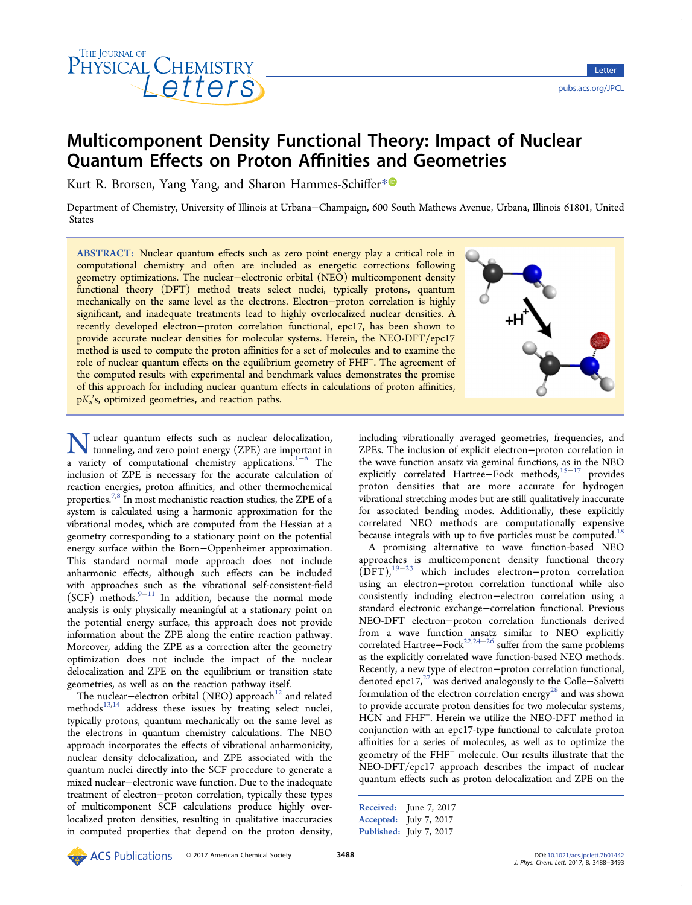# Multicomponent Density Functional Theory: Impact of Nuclear Quantum Effects on Proton Affinities and Geometries

Kurt R. Brorsen, Yang Yang, and Sharon Hammes-Schiffer*

Department of Chemistry, University of Illinois at Urbana−Champaign, 600 South Mathews Avenue, Urbana, Illinois 61801, United States

**ABSTRACT:** Nuclear quantum effects such as zero point energy play a critical role in computational chemistry and often are included as energetic corrections following geometry optimizations. The nuclear−electronic orbital (NEO) multicomponent density functional theory (DFT) method treats select nuclei, typically protons, quantum mechanically on the same level as the electrons. Electron−proton correlation is highly significant, and inadequate treatments lead to highly overlocalized nuclear densities. A recently developed electron−proton correlation functional, epc17, has been shown to provide accurate nuclear densities for molecular systems. Herein, the NEO-DFT/epc17 method is used to compute the proton affinities for a set of molecules and to examine the role of nuclear quantum effects on the equilibrium geometry of $FHF^-$. The agreement of the computed results with experimental and benchmark values demonstrates the promise of this approach for including nuclear quantum effects in calculations of proton affinities, p$K_a$'s, optimized geometries, and reaction paths.

Nuclear quantum effects such as nuclear delocalization, tunneling, and zero point energy (ZPE) are important in a variety of computational chemistry applications.[1−6] The inclusion of ZPE is necessary for the accurate calculation of reaction energies, proton affinities, and other thermochemical properties.[7,8] In most mechanistic reaction studies, the ZPE of a system is calculated using a harmonic approximation for the vibrational modes, which are computed from the Hessian at a geometry corresponding to a stationary point on the potential energy surface within the Born−Oppenheimer approximation. This standard normal mode approach does not include anharmonic effects, although such effects can be included with approaches such as the vibrational self-consistent-field (SCF) methods.[9−11] In addition, because the normal mode analysis is only physically meaningful at a stationary point on the potential energy surface, this approach does not provide information about the ZPE along the entire reaction pathway. Moreover, adding the ZPE as a correction after the geometry optimization does not include the impact of the nuclear delocalization and ZPE on the equilibrium or transition state geometries, as well as on the reaction pathway itself.

The nuclear−electronic orbital (NEO) approach[12] and related methods[13,14] address these issues by treating select nuclei, typically protons, quantum mechanically on the same level as the electrons in quantum chemistry calculations. The NEO approach incorporates the effects of vibrational anharmonicity, nuclear density delocalization, and ZPE associated with the quantum nuclei directly into the SCF procedure to generate a mixed nuclear−electronic wave function. Due to the inadequate treatment of electron−proton correlation, typically these types of multicomponent SCF calculations produce highly overlocalized proton densities, resulting in qualitative inaccuracies in computed properties that depend on the proton density, including vibrationally averaged geometries, frequencies, and ZPEs. The inclusion of explicit electron−proton correlation in the wave function ansatz via geminal functions, as in the NEO explicitly correlated Hartree−Fock methods,[15−17] provides proton densities that are more accurate for hydrogen vibrational stretching modes but are still qualitatively inaccurate for associated bending modes. Additionally, these explicitly correlated NEO methods are computationally expensive because integrals with up to five particles must be computed.[18]

A promising alternative to wave function-based NEO approaches is multicomponent density functional theory (DFT),[19−23] which includes electron−proton correlation using an electron−proton correlation functional while also consistently including electron−electron correlation using a standard electronic exchange−correlation functional. Previous NEO-DFT electron−proton correlation functionals derived from a wave function ansatz similar to NEO explicitly correlated Hartree−Fock[22,24−26] suffer from the same problems as the explicitly correlated wave function-based NEO methods. Recently, a new type of electron−proton correlation functional, denoted epc17,[27] was derived analogously to the Colle−Salvetti formulation of the electron correlation energy[28] and was shown to provide accurate proton densities for two molecular systems, HCN and $FHF^-$. Herein we utilize the NEO-DFT method in conjunction with an epc17-type functional to calculate proton affinities for a series of molecules, as well as to optimize the geometry of the $FHF^-$ molecule. Our results illustrate that the NEO-DFT/epc17 approach describes the impact of nuclear quantum effects such as proton delocalization and ZPE on the

Received: June 7, 2017
Accepted: July 7, 2017
Published: July 7, 2017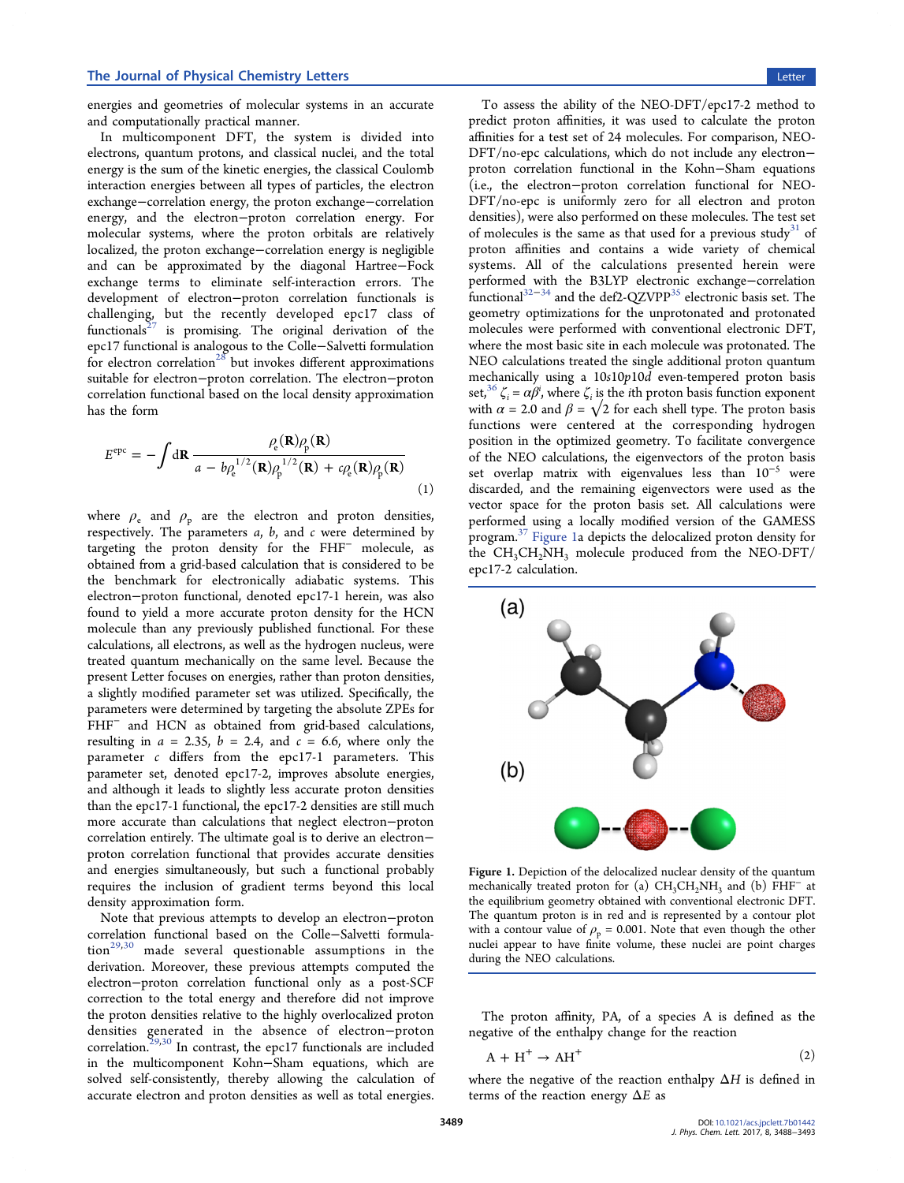energies and geometries of molecular systems in an accurate and computationally practical manner.

In multicomponent DFT, the system is divided into electrons, quantum protons, and classical nuclei, and the total energy is the sum of the kinetic energies, the classical Coulomb interaction energies between all types of particles, the electron exchange−correlation energy, the proton exchange−correlation energy, and the electron−proton correlation energy. For molecular systems, where the proton orbitals are relatively localized, the proton exchange−correlation energy is negligible and can be approximated by the diagonal Hartree−Fock exchange terms to eliminate self-interaction errors. The development of electron−proton correlation functionals is challenging, but the recently developed epc17 class of functionals[27] is promising. The original derivation of the epc17 functional is analogous to the Colle−Salvetti formulation for electron correlation[28] but invokes different approximations suitable for electron−proton correlation. The electron−proton correlation functional based on the local density approximation has the form

$$E^{\mathrm{epc}} = -\int \mathrm{d}\mathbf{R}\, \frac{\rho_e(\mathbf{R})\rho_p(\mathbf{R})}{a - b\rho_e^{1/2}(\mathbf{R})\rho_p^{1/2}(\mathbf{R}) + c\rho_e(\mathbf{R})\rho_p(\mathbf{R})} \tag{1}$$

where $\rho_e$ and $\rho_p$ are the electron and proton densities, respectively. The parameters $a$, $b$, and $c$ were determined by targeting the proton density for the $FHF^-$ molecule, as obtained from a grid-based calculation that is considered to be the benchmark for electronically adiabatic systems. This electron−proton functional, denoted epc17-1 herein, was also found to yield a more accurate proton density for the HCN molecule than any previously published functional. For these calculations, all electrons, as well as the hydrogen nucleus, were treated quantum mechanically on the same level. Because the present Letter focuses on energies, rather than proton densities, a slightly modified parameter set was utilized. Specifically, the parameters were determined by targeting the absolute ZPEs for $FHF^-$ and HCN as obtained from grid-based calculations, resulting in $a$ = 2.35, $b$ = 2.4, and $c$ = 6.6, where only the parameter $c$ differs from the epc17-1 parameters. This parameter set, denoted epc17-2, improves absolute energies, and although it leads to slightly less accurate proton densities than the epc17-1 functional, the epc17-2 densities are still much more accurate than calculations that neglect electron−proton correlation entirely. The ultimate goal is to derive an electron−proton correlation functional that provides accurate densities and energies simultaneously, but such a functional probably requires the inclusion of gradient terms beyond this local density approximation form.

Note that previous attempts to develop an electron−proton correlation functional based on the Colle−Salvetti formulation[29,30] made several questionable assumptions in the derivation. Moreover, these previous attempts computed the electron−proton correlation functional only as a post-SCF correction to the total energy and therefore did not improve the proton densities relative to the highly overlocalized proton densities generated in the absence of electron−proton correlation.[29,30] In contrast, the epc17 functionals are included in the multicomponent Kohn−Sham equations, which are solved self-consistently, thereby allowing the calculation of accurate electron and proton densities as well as total energies.

To assess the ability of the NEO-DFT/epc17-2 method to predict proton affinities, it was used to calculate the proton affinities for a test set of 24 molecules. For comparison, NEO-DFT/no-epc calculations, which do not include any electron−proton correlation functional in the Kohn−Sham equations (i.e., the electron−proton correlation functional for NEO-DFT/no-epc is uniformly zero for all electron and proton densities), were also performed on these molecules. The test set of molecules is the same as that used for a previous study[31] of proton affinities and contains a wide variety of chemical systems. All of the calculations presented herein were performed with the B3LYP electronic exchange−correlation functional[32−34] and the def2-QZVPP[35] electronic basis set. The geometry optimizations for the unprotonated and protonated molecules were performed with conventional electronic DFT, where the most basic site in each molecule was protonated. The NEO calculations treated the single additional proton quantum mechanically using a 10s10p10d even-tempered proton basis set,[36] $\zeta_i = \alpha\beta^i$, where $\zeta_i$ is the $i$th proton basis function exponent with $\alpha$ = 2.0 and $\beta = \sqrt{2}$ for each shell type. The proton basis functions were centered at the corresponding hydrogen position in the optimized geometry. To facilitate convergence of the NEO calculations, the eigenvectors of the proton basis set overlap matrix with eigenvalues less than $10^{-5}$ were discarded, and the remaining eigenvectors were used as the vector space for the proton basis set. All calculations were performed using a locally modified version of the GAMESS program.[37] Figure 1a depicts the delocalized proton density for the $CH_3CH_2NH_3$ molecule produced from the NEO-DFT/epc17-2 calculation.

**Figure 1.** Depiction of the delocalized nuclear density of the quantum mechanically treated proton for (a) $CH_3CH_2NH_3$ and (b) $FHF^-$ at the equilibrium geometry obtained with conventional electronic DFT. The quantum proton is in red and is represented by a contour plot with a contour value of $\rho_p$ = 0.001. Note that even though the other nuclei appear to have finite volume, these nuclei are point charges during the NEO calculations.

The proton affinity, PA, of a species A is defined as the negative of the enthalpy change for the reaction

$$A + H^+ \rightarrow AH^+ \tag{2}$$

where the negative of the reaction enthalpy $\Delta H$ is defined in terms of the reaction energy $\Delta E$ as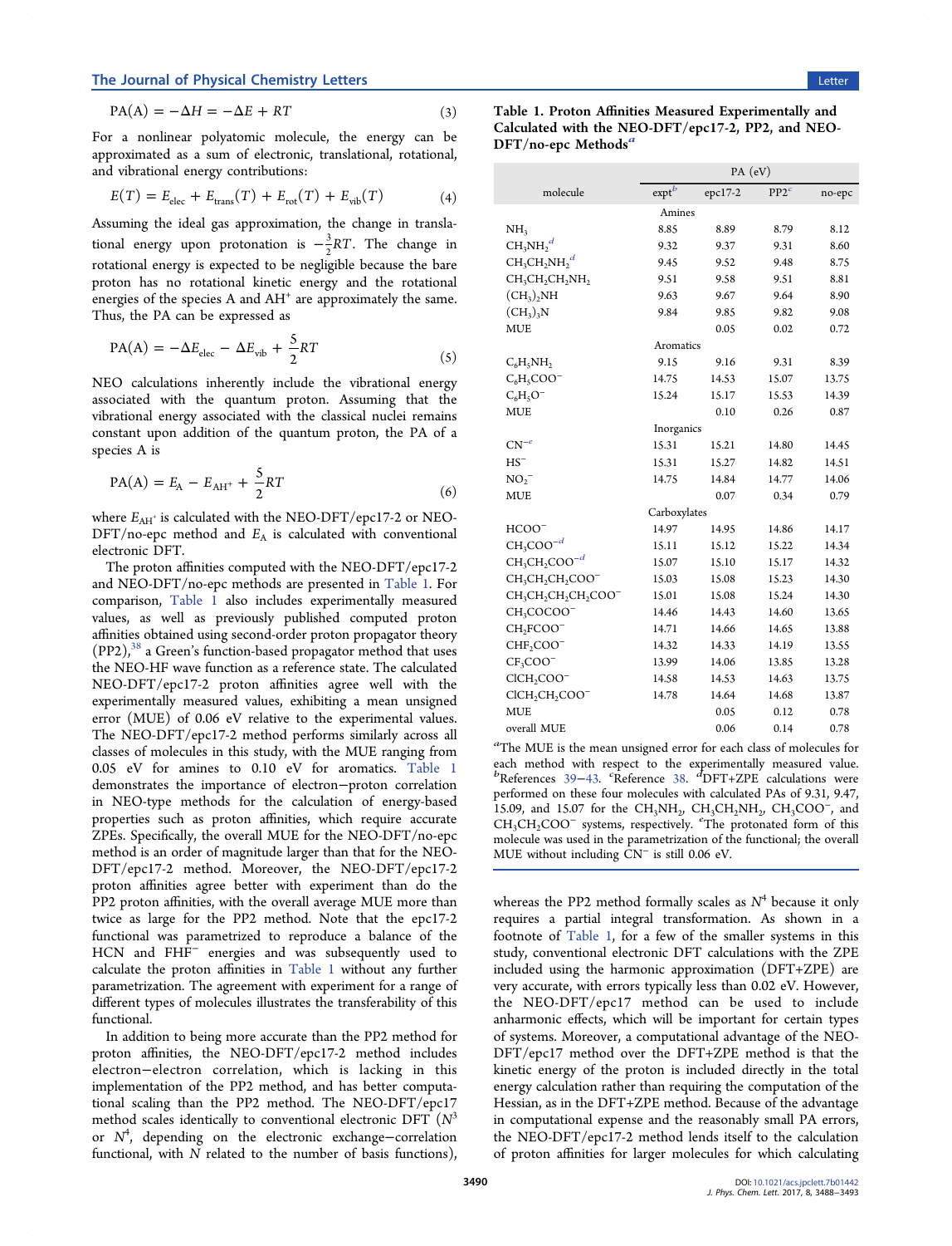$$\mathrm{PA}(\mathrm{A}) = -\Delta H = -\Delta E + RT \tag{3}$$

For a nonlinear polyatomic molecule, the energy can be approximated as a sum of electronic, translational, rotational, and vibrational energy contributions:

$$E(T) = E_{\mathrm{elec}} + E_{\mathrm{trans}}(T) + E_{\mathrm{rot}}(T) + E_{\mathrm{vib}}(T) \tag{4}$$

Assuming the ideal gas approximation, the change in translational energy upon protonation is $-\frac{3}{2}RT$. The change in rotational energy is expected to be negligible because the bare proton has no rotational kinetic energy and the rotational energies of the species A and $AH^+$ are approximately the same. Thus, the PA can be expressed as

$$\mathrm{PA}(\mathrm{A}) = -\Delta E_{\mathrm{elec}} - \Delta E_{\mathrm{vib}} + \frac{5}{2}RT \tag{5}$$

NEO calculations inherently include the vibrational energy associated with the quantum proton. Assuming that the vibrational energy associated with the classical nuclei remains constant upon addition of the quantum proton, the PA of a species A is

$$\mathrm{PA}(\mathrm{A}) = E_{\mathrm{A}} - E_{\mathrm{AH^+}} + \frac{5}{2}RT \tag{6}$$

where $E_{\mathrm{AH^+}}$ is calculated with the NEO-DFT/epc17-2 or NEO-DFT/no-epc method and $E_{\mathrm{A}}$ is calculated with conventional electronic DFT.

The proton affinities computed with the NEO-DFT/epc17-2 and NEO-DFT/no-epc methods are presented in Table 1. For comparison, Table 1 also includes experimentally measured values, as well as previously published computed proton affinities obtained using second-order proton propagator theory (PP2),[38] a Green's function-based propagator method that uses the NEO-HF wave function as a reference state. The calculated NEO-DFT/epc17-2 proton affinities agree well with the experimentally measured values, exhibiting a mean unsigned error (MUE) of 0.06 eV relative to the experimental values. The NEO-DFT/epc17-2 method performs similarly across all classes of molecules in this study, with the MUE ranging from 0.05 eV for amines to 0.10 eV for aromatics. Table 1 demonstrates the importance of electron−proton correlation in NEO-type methods for the calculation of energy-based properties such as proton affinities, which require accurate ZPEs. Specifically, the overall MUE for the NEO-DFT/no-epc method is an order of magnitude larger than that for the NEO-DFT/epc17-2 method. Moreover, the NEO-DFT/epc17-2 proton affinities agree better with experiment than do the PP2 proton affinities, with the overall average MUE more than twice as large for the PP2 method. Note that the epc17-2 functional was parametrized for a balance of the HCN and $FHF^-$ energies and was subsequently used to calculate the proton affinities in Table 1 without any further parametrization. The agreement with experiment for a range of different types of molecules illustrates the transferability of this functional.

In addition to being more accurate than the PP2 method for proton affinities, the NEO-DFT/epc17-2 method includes electron−electron correlation, which is lacking in this implementation of the PP2 method, and has better computational scaling than the PP2 method. The NEO-DFT/epc17 method scales identically to conventional electronic DFT ($N^3$ or $N^4$, depending on the electronic exchange−correlation functional, with $N$ related to the number of basis functions), whereas the PP2 method formally scales as $N^4$ because it only requires a partial integral transformation. As shown in a footnote of Table 1, for a few of the smaller systems in this study, conventional electronic DFT calculations with the ZPE included using the harmonic approximation (DFT+ZPE) are very accurate, with errors typically less than 0.02 eV. However, the NEO-DFT/epc17 method can be used to include anharmonic effects, which will be important for certain types of systems. Moreover, a computational advantage of the NEO-DFT/epc17 method over the DFT+ZPE method is that the kinetic energy of the proton is included directly in the total energy calculation rather than requiring the computation of the Hessian, as in the DFT+ZPE method. Because of the advantage in computational expense and the reasonably small PA errors, the NEO-DFT/epc17-2 method lends itself to the calculation of proton affinities for larger molecules for which calculating

**Table 1. Proton Affinities Measured Experimentally and Calculated with the NEO-DFT/epc17-2, PP2, and NEO-DFT/no-epc Methods**[a]

| molecule | PA (eV) | | | |
|---|---|---|---|---|
| | expt[b] | epc17-2 | PP2[c] | no-epc |
| **Amines** | | | | |
| $NH_3$ | 8.85 | 8.89 | 8.79 | 8.12 |
| $CH_3NH_2$[d] | 9.32 | 9.37 | 9.31 | 8.60 |
| $CH_3CH_2NH_2$[d] | 9.45 | 9.52 | 9.48 | 8.75 |
| $CH_3CH_2CH_2NH_2$ | 9.51 | 9.58 | 9.51 | 8.81 |
| $(CH_3)_2NH$ | 9.63 | 9.67 | 9.64 | 8.90 |
| $(CH_3)_3N$ | 9.84 | 9.85 | 9.82 | 9.08 |
| MUE | | 0.05 | 0.02 | 0.72 |
| **Aromatics** | | | | |
| $C_6H_5NH_2$ | 9.15 | 9.16 | 9.31 | 8.39 |
| $C_6H_5COO^-$ | 14.75 | 14.53 | 15.07 | 13.75 |
| $C_6H_5O^-$ | 15.24 | 15.17 | 15.53 | 14.39 |
| MUE | | 0.10 | 0.26 | 0.87 |
| **Inorganics** | | | | |
| $CN^-$[e] | 15.31 | 15.21 | 14.80 | 14.45 |
| $HS^-$ | 15.31 | 15.27 | 14.82 | 14.51 |
| $NO_2^-$ | 14.75 | 14.84 | 14.77 | 14.06 |
| MUE | | 0.07 | 0.34 | 0.79 |
| **Carboxylates** | | | | |
| $HCOO^-$ | 14.97 | 14.95 | 14.86 | 14.17 |
| $CH_3COO^-$[d] | 15.11 | 15.12 | 15.22 | 14.34 |
| $CH_3CH_2COO^-$[d] | 15.07 | 15.10 | 15.17 | 14.32 |
| $CH_3CH_2CH_2COO^-$ | 15.03 | 15.08 | 15.23 | 14.30 |
| $CH_3CH_2CH_2CH_2COO^-$ | 15.01 | 15.08 | 15.24 | 14.30 |
| $CH_3COCOO^-$ | 14.46 | 14.43 | 14.60 | 13.65 |
| $CH_2FCOO^-$ | 14.71 | 14.66 | 14.65 | 13.88 |
| $CHF_2COO^-$ | 14.32 | 14.33 | 14.19 | 13.55 |
| $CF_3COO^-$ | 13.99 | 14.06 | 13.85 | 13.28 |
| $ClCH_2COO^-$ | 14.58 | 14.53 | 14.63 | 13.75 |
| $ClCH_2CH_2COO^-$ | 14.78 | 14.64 | 14.68 | 13.87 |
| MUE | | 0.05 | 0.12 | 0.78 |
| overall MUE | | 0.06 | 0.14 | 0.78 |

[a]The MUE is the mean unsigned error for each class of molecules for each method with respect to the experimentally measured value. [b]References 39−43. [c]Reference 38. [d]DFT+ZPE calculations were performed on these four molecules with calculated PAs of 9.31, 9.47, 15.09, and 15.07 for the $CH_3NH_2$, $CH_3CH_2NH_2$, $CH_3COO^-$, and $CH_3CH_2COO^-$ systems, respectively. [e]The protonated form of this molecule was used in the parametrization of the functional; the overall MUE without including $CN^-$ is still 0.06 eV.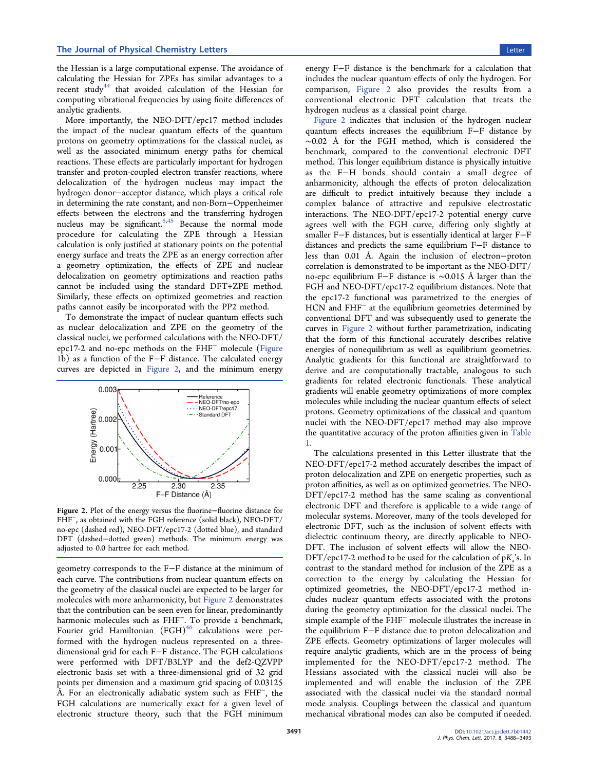the Hessian is a large computational expense. The avoidance of calculating the Hessian for ZPEs has similar advantages to a recent study[44] that avoided calculation of the Hessian for computing vibrational frequencies by using finite differences of analytic gradients.

More importantly, the NEO-DFT/epc17 method includes the impact of the nuclear quantum effects of the quantum protons on geometry optimizations for the classical nuclei, as well as the associated minimum energy paths for chemical reactions. These effects are particularly important for hydrogen transfer and proton-coupled electron transfer reactions, where delocalization of the hydrogen nucleus may impact the hydrogen donor–acceptor distance, which plays a critical role in determining the rate constant, and non-Born–Oppenheimer effects between the electrons and the transferring hydrogen nucleus may be significant.[5,45] Because the normal mode procedure for calculating the ZPE through a Hessian calculation is only justified at stationary points on the potential energy surface and treats the ZPE as an energy correction after a geometry optimization, the effects of ZPE and nuclear delocalization on geometry optimizations and reaction paths cannot be included using the standard DFT+ZPE method. Similarly, these effects on optimized geometries and reaction paths cannot easily be incorporated with the PP2 method.

To demonstrate the impact of nuclear quantum effects such as nuclear delocalization and ZPE on the geometry of the classical nuclei, we performed calculations with the NEO-DFT/epc17-2 and no-epc methods on the $FHF^-$ molecule (Figure 1b) as a function of the F–F distance. The calculated energy curves are depicted in Figure 2, and the minimum energy geometry corresponds to the F–F distance at the minimum of each curve. The contributions from nuclear quantum effects on the geometry of the classical nuclei are expected to be larger for molecules with more anharmonicity, but Figure 2 demonstrates that the contribution can be seen even for linear, predominantly harmonic molecules such as $FHF^-$. To provide a benchmark, Fourier grid Hamiltonian (FGH)[46] calculations were performed with the hydrogen nucleus represented on a three-dimensional grid for each F–F distance. The FGH calculations were performed with DFT/B3LYP and the def2-QZVPP electronic basis set with a three-dimensional grid of 32 grid points per dimension and a maximum grid spacing of 0.03125 Å. For an electronically adiabatic system such as $FHF^-$, the FGH calculations are numerically exact for a given level of electronic structure theory, such that the FGH minimum energy F–F distance is the benchmark for a calculation that includes the nuclear quantum effects of only the hydrogen. For comparison, Figure 2 also provides the results from a conventional electronic DFT calculation that treats the hydrogen nucleus as a classical point charge.

Figure 2. Plot of the energy versus the fluorine–fluorine distance for $FHF^-$, as obtained with the F–F distance for $FHF^-$ reference (solid black), NEO-DFT/no-epc (dashed red), NEO-DFT/epc17-2 (dotted blue), and standard DFT (dashed–dotted green) methods. The minimum energy was adjusted to 0.0 hartree for each method.

Figure 2 indicates that inclusion of the hydrogen nuclear quantum effects increases the equilibrium F–F distance by ~0.02 Å for the FGH method, which is considered the benchmark, compared to the conventional electronic DFT method. This longer equilibrium distance is physically intuitive as the F–H bonds should contain a small degree of anharmonicity, although the effects of proton delocalization are difficult to predict intuitively because they include a complex balance of attractive and repulsive electrostatic interactions. The NEO-DFT/epc17-2 potential energy curve agrees well with the FGH curve, differing only slightly at smaller F–F distances, but is essentially identical at larger F–F distances and predicts the same equilibrium F–F distance to less than 0.01 Å. Again the inclusion of electron–proton correlation is demonstrated to be important as the NEO-DFT/no-epc equilibrium F–F distance is ~0.015 Å larger than the FGH and NEO-DFT/epc17-2 equilibrium distances. Note that the epc17-2 functional was parametrized to the energies of HCN and $FHF^-$ at the equilibrium geometries determined by conventional DFT and was subsequently used to generate the curves in Figure 2 without further parametrization, indicating that the form of this functional accurately describes relative energies of nonequilibrium as well as equilibrium geometries. Analytic gradients for this functional are straightforward to derive and are computationally tractable, analogous to such gradients for related electronic functionals. These analytical gradients will enable geometry optimizations of more complex molecules while including the nuclear quantum effects of select protons. Geometry optimizations of the classical and quantum nuclei with the NEO-DFT/epc17 method may also improve the quantitative accuracy of the proton affinities given in Table 1.

The calculations presented in this Letter illustrate that the NEO-DFT/epc17-2 method accurately describes the impact of proton delocalization and ZPE on energetic properties, such as proton affinities, as well as on optimized geometries. The NEO-DFT/epc17-2 method has the same scaling as conventional electronic DFT and therefore is applicable to a wide range of molecular systems. Moreover, many of the tools developed for electronic DFT, such as the inclusion of solvent effects with dielectric continuum theory, are directly applicable to NEO-DFT. The inclusion of solvent effects will allow the NEO-DFT/epc17-2 method to be used for the calculation of $pK_a$'s. In contrast to the standard method for inclusion of the ZPE as a correction to the energy by calculating the Hessian for optimized geometries, the NEO-DFT/epc17-2 method includes nuclear quantum effects associated with the protons during the geometry optimization for the classical nuclei. The simple example of the $FHF^-$ molecule illustrates the increase in the equilibrium F–F distance due to proton delocalization and ZPE effects. Geometry optimizations of larger molecules will require analytic gradients, which are in the process of being implemented for the NEO-DFT/epc17-2 method. The Hessians associated with the classical nuclei will also be implemented and will enable the inclusion of the ZPE associated with the classical nuclei via the standard normal mode analysis. Couplings between the classical and quantum mechanical vibrational modes can also be computed if needed.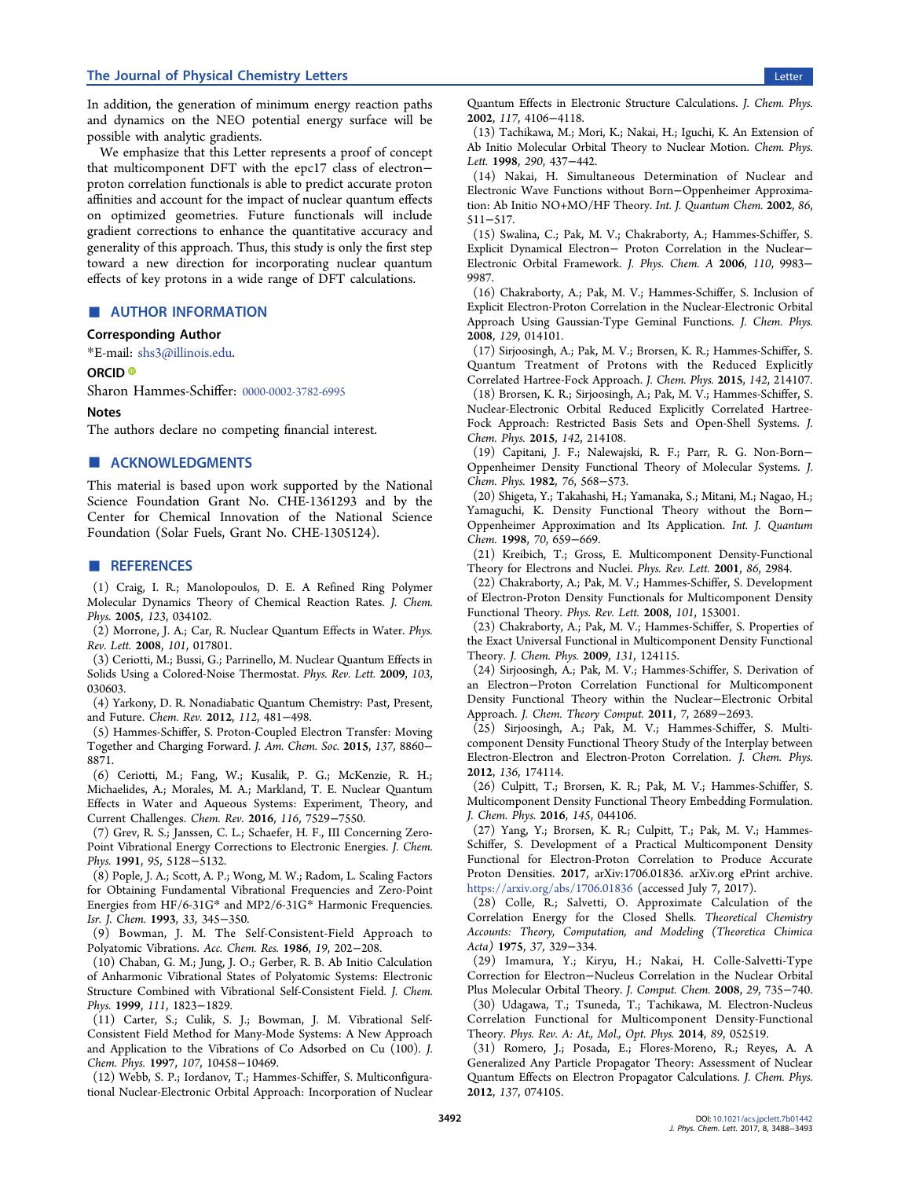In addition, the generation of minimum energy reaction paths and dynamics on the NEO potential energy surface will be possible with analytic gradients.

We emphasize that this Letter represents a proof of concept that multicomponent DFT with the epc17 class of electron−proton correlation functionals is able to predict accurate proton affinities and account for the impact of nuclear quantum effects on optimized geometries. Future functionals will include gradient corrections to enhance the quantitative accuracy and generality of this approach. Thus, this study is only the first step toward a new direction for incorporating nuclear quantum effects of key protons in a wide range of DFT calculations.

## ■ AUTHOR INFORMATION

### Corresponding Author

*E-mail: shs3@illinois.edu.

### ORCID

Sharon Hammes-Schiffer: 0000-0002-3782-6995

### Notes

The authors declare no competing financial interest.

## ■ ACKNOWLEDGMENTS

This material is based upon work supported by the National Science Foundation Grant No. CHE-1361293 and by the Center for Chemical Innovation of the National Science Foundation (Solar Fuels, Grant No. CHE-1305124).

## ■ REFERENCES

(1) Craig, I. R.; Manolopoulos, D. E. A Refined Ring Polymer Molecular Dynamics Theory of Chemical Reaction Rates. *J. Chem. Phys.* **2005**, *123*, 034102.

(2) Morrone, J. A.; Car, R. Nuclear Quantum Effects in Water. *Phys. Rev. Lett.* **2008**, *101*, 017801.

(3) Ceriotti, M.; Bussi, G.; Parrinello, M. Nuclear Quantum Effects in Solids Using a Colored-Noise Thermostat. *Phys. Rev. Lett.* **2009**, *103*, 030603.

(4) Yarkony, D. R. Nonadiabatic Quantum Chemistry: Past, Present, and Future. *Chem. Rev.* **2012**, *112*, 481−498.

(5) Hammes-Schiffer, S. Proton-Coupled Electron Transfer: Moving Together and Charging Forward. *J. Am. Chem. Soc.* **2015**, *137*, 8860−8871.

(6) Ceriotti, M.; Fang, W.; Kusalik, P. G.; McKenzie, R. H.; Michaelides, A.; Morales, M. A.; Markland, T. E. Nuclear Quantum Effects in Water and Aqueous Systems: Experiment, Theory, and Current Challenges. *Chem. Rev.* **2016**, *116*, 7529−7550.

(7) Grev, R. S.; Janssen, C. L.; Schaefer, H. F., III Concerning Zero-Point Vibrational Energy Corrections to Electronic Energies. *J. Chem. Phys.* **1991**, *95*, 5128−5132.

(8) Pople, J. A.; Scott, A. P.; Wong, M. W.; Radom, L. Scaling Factors for Obtaining Fundamental Vibrational Frequencies and Zero-Point Energies from HF/6-31G* and MP2/6-31G* Harmonic Frequencies. *Isr. J. Chem.* **1993**, *33*, 345−350.

(9) Bowman, J. M. The Self-Consistent-Field Approach to Polyatomic Vibrations. *Acc. Chem. Res.* **1986**, *19*, 202−208.

(10) Chaban, G. M.; Jung, J. O.; Gerber, R. B. Ab Initio Calculation of Anharmonic Vibrational States of Polyatomic Systems: Electronic Structure Combined with Vibrational Self-Consistent Field. *J. Chem. Phys.* **1999**, *111*, 1823−1829.

(11) Carter, S.; Culik, S. J.; Bowman, J. M. Vibrational Self-Consistent Field Method for Many-Mode Systems: A New Approach and Application to the Vibrations of Co Adsorbed on Cu (100). *J. Chem. Phys.* **1997**, *107*, 10458−10469.

(12) Webb, S. P.; Iordanov, T.; Hammes-Schiffer, S. Multiconfigurational Nuclear-Electronic Orbital Approach: Incorporation of Nuclear Quantum Effects in Electronic Structure Calculations. *J. Chem. Phys.* **2002**, *117*, 4106−4118.

(13) Tachikawa, M.; Mori, K.; Nakai, H.; Iguchi, K. An Extension of Ab Initio Molecular Orbital Theory to Nuclear Motion. *Chem. Phys. Lett.* **1998**, *290*, 437−442.

(14) Nakai, H. Simultaneous Determination of Nuclear and Electronic Wave Functions without Born−Oppenheimer Approximation: Ab Initio NO+MO/HF Theory. *Int. J. Quantum Chem.* **2002**, *86*, 511−517.

(15) Swalina, C.; Pak, M. V.; Chakraborty, A.; Hammes-Schiffer, S. Explicit Dynamical Electron− Proton Correlation in the Nuclear− Electronic Orbital Framework. *J. Phys. Chem. A* **2006**, *110*, 9983−9987.

(16) Chakraborty, A.; Pak, M. V.; Hammes-Schiffer, S. Inclusion of Explicit Electron-Proton Correlation in the Nuclear-Electronic Orbital Approach Using Gaussian-Type Geminal Functions. *J. Chem. Phys.* **2008**, *129*, 014101.

(17) Sirjoosingh, A.; Pak, M. V.; Brorsen, K. R.; Hammes-Schiffer, S. Quantum Treatment of Protons with the Reduced Explicitly Correlated Hartree-Fock Approach. *J. Chem. Phys.* **2015**, *142*, 214107.

(18) Brorsen, K. R.; Sirjoosingh, A.; Pak, M. V.; Hammes-Schiffer, S. Nuclear-Electronic Orbital Reduced Explicitly Correlated Hartree-Fock Approach: Restricted Basis Sets and Open-Shell Systems. *J. Chem. Phys.* **2015**, *142*, 214108.

(19) Capitani, J. F.; Nalewajski, R. F.; Parr, R. G. Non-Born−Oppenheimer Density Functional Theory of Molecular Systems. *J. Chem. Phys.* **1982**, *76*, 568−573.

(20) Shigeta, Y.; Takahashi, H.; Yamanaka, S.; Mitani, M.; Nagao, H.; Yamaguchi, K. Density Functional Theory without the Born−Oppenheimer Approximation and Its Application. *Int. J. Quantum Chem.* **1998**, *70*, 659−669.

(21) Kreibich, T.; Gross, E. Multicomponent Density-Functional Theory for Electrons and Nuclei. *Phys. Rev. Lett.* **2001**, *86*, 2984.

(22) Chakraborty, A.; Pak, M. V.; Hammes-Schiffer, S. Development of Electron-Proton Density Functionals for Multicomponent Density Functional Theory. *Phys. Rev. Lett.* **2008**, *101*, 153001.

(23) Chakraborty, A.; Pak, M. V.; Hammes-Schiffer, S. Properties of the Exact Universal Functional in Multicomponent Density Functional Theory. *J. Chem. Phys.* **2009**, *131*, 124115.

(24) Sirjoosingh, A.; Pak, M. V.; Hammes-Schiffer, S. Derivation of an Electron−Proton Correlation Functional for Multicomponent Density Functional Theory within the Nuclear−Electronic Orbital Approach. *J. Chem. Theory Comput.* **2011**, *7*, 2689−2693.

(25) Sirjoosingh, A.; Pak, M. V.; Hammes-Schiffer, S. Multicomponent Density Functional Theory Study of the Interplay between Electron-Electron and Electron-Proton Correlation. *J. Chem. Phys.* **2012**, *136*, 174114.

(26) Culpitt, T.; Brorsen, K. R.; Pak, M. V.; Hammes-Schiffer, S. Multicomponent Density Functional Theory Embedding Formulation. *J. Chem. Phys.* **2016**, *145*, 044106.

(27) Yang, Y.; Brorsen, K. R.; Culpitt, T.; Pak, M. V.; Hammes-Schiffer, S. Development of a Practical Multicomponent Density Functional for Electron-Proton Correlation to Produce Accurate Proton Densities. **2017**, arXiv:1706.01836. arXiv.org ePrint archive. https://arxiv.org/abs/1706.01836 (accessed July 7, 2017).

(28) Colle, R.; Salvetti, O. Approximate Calculation of the Correlation Energy for the Closed Shells. *Theoretical Chemistry Accounts: Theory, Computation, and Modeling (Theoretica Chimica Acta)* **1975**, *37*, 329−334.

(29) Imamura, Y.; Kiryu, H.; Nakai, H. Colle-Salvetti-Type Correction for Electron−Nucleus Correlation in the Nuclear Orbital Plus Molecular Orbital Theory. *J. Comput. Chem.* **2008**, *29*, 735−740.

(30) Udagawa, T.; Tsuneda, T.; Tachikawa, M. Electron-Nucleus Correlation Functional for Multicomponent Density-Functional Theory. *Phys. Rev. A: At., Mol., Opt. Phys.* **2014**, *89*, 052519.

(31) Romero, J.; Posada, E.; Flores-Moreno, R.; Reyes, A. A Generalized Any Particle Propagator Theory: Assessment of Nuclear Quantum Effects on Electron Propagator Calculations. *J. Chem. Phys.* **2012**, *137*, 074105.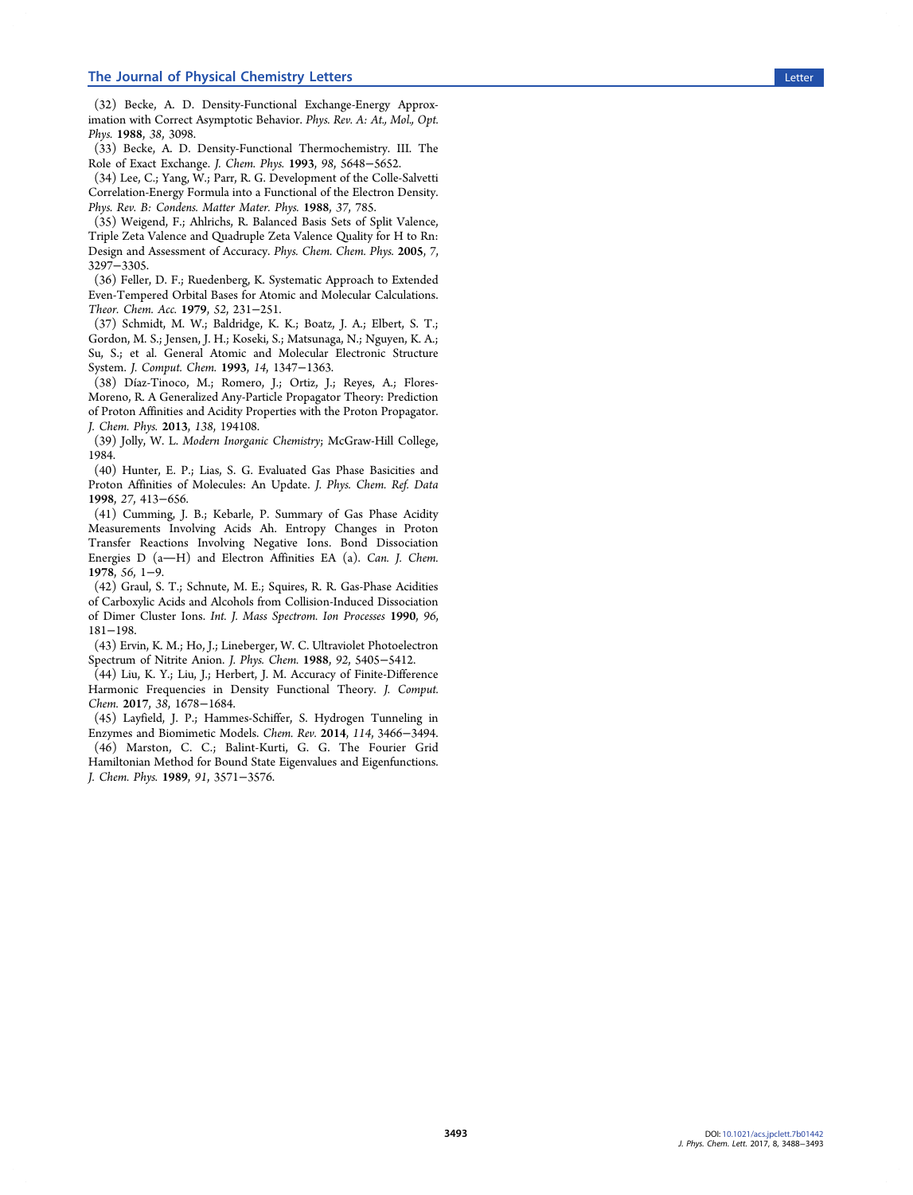(32) Becke, A. D. Density-Functional Exchange-Energy Approximation with Correct Asymptotic Behavior. *Phys. Rev. A: At., Mol., Opt. Phys.* **1988**, *38*, 3098.

(33) Becke, A. D. Density-Functional Thermochemistry. III. The Role of Exact Exchange. *J. Chem. Phys.* **1993**, *98*, 5648−5652.

(34) Lee, C.; Yang, W.; Parr, R. G. Development of the Colle-Salvetti Correlation-Energy Formula into a Functional of the Electron Density. *Phys. Rev. B: Condens. Matter Mater. Phys.* **1988**, *37*, 785.

(35) Weigend, F.; Ahlrichs, R. Balanced Basis Sets of Split Valence, Triple Zeta Valence and Quadruple Zeta Valence Quality for H to Rn: Design and Assessment of Accuracy. *Phys. Chem. Chem. Phys.* **2005**, *7*, 3297−3305.

(36) Feller, D. F.; Ruedenberg, K. Systematic Approach to Extended Even-Tempered Orbital Bases for Atomic and Molecular Calculations. *Theor. Chem. Acc.* **1979**, *52*, 231−251.

(37) Schmidt, M. W.; Baldridge, K. K.; Boatz, J. A.; Elbert, S. T.; Gordon, M. S.; Jensen, J. H.; Koseki, S.; Matsunaga, N.; Nguyen, K. A.; Su, S.; et al. General Atomic and Molecular Electronic Structure System. *J. Comput. Chem.* **1993**, *14*, 1347−1363.

(38) Díaz-Tinoco, M.; Romero, J.; Ortiz, J.; Reyes, A.; Flores-Moreno, R. A Generalized Any-Particle Propagator Theory: Prediction of Proton Affinities and Acidity Properties with the Proton Propagator. *J. Chem. Phys.* **2013**, *138*, 194108.

(39) Jolly, W. L. *Modern Inorganic Chemistry*; McGraw-Hill College, 1984.

(40) Hunter, E. P.; Lias, S. G. Evaluated Gas Phase Basicities and Proton Affinities of Molecules: An Update. *J. Phys. Chem. Ref. Data* **1998**, *27*, 413−656.

(41) Cumming, J. B.; Kebarle, P. Summary of Gas Phase Acidity Measurements Involving Acids Ah. Entropy Changes in Proton Transfer Reactions Involving Negative Ions. Bond Dissociation Energies D (a—H) and Electron Affinities EA (a). *Can. J. Chem.* **1978**, *56*, 1−9.

(42) Graul, S. T.; Schnute, M. E.; Squires, R. R. Gas-Phase Acidities of Carboxylic Acids and Alcohols from Collision-Induced Dissociation of Dimer Cluster Ions. *Int. J. Mass Spectrom. Ion Processes* **1990**, *96*, 181−198.

(43) Ervin, K. M.; Ho, J.; Lineberger, W. C. Ultraviolet Photoelectron Spectrum of Nitrite Anion. *J. Phys. Chem.* **1988**, *92*, 5405−5412.

(44) Liu, K. Y.; Liu, J.; Herbert, J. M. Accuracy of Finite-Difference Harmonic Frequencies in Density Functional Theory. *J. Comput. Chem.* **2017**, *38*, 1678−1684.

(45) Layfield, J. P.; Hammes-Schiffer, S. Hydrogen Tunneling in Enzymes and Biomimetic Models. *Chem. Rev.* **2014**, *114*, 3466−3494.

(46) Marston, C. C.; Balint-Kurti, G. G. The Fourier Grid Hamiltonian Method for Bound State Eigenvalues and Eigenfunctions. *J. Chem. Phys.* **1989**, *91*, 3571−3576.